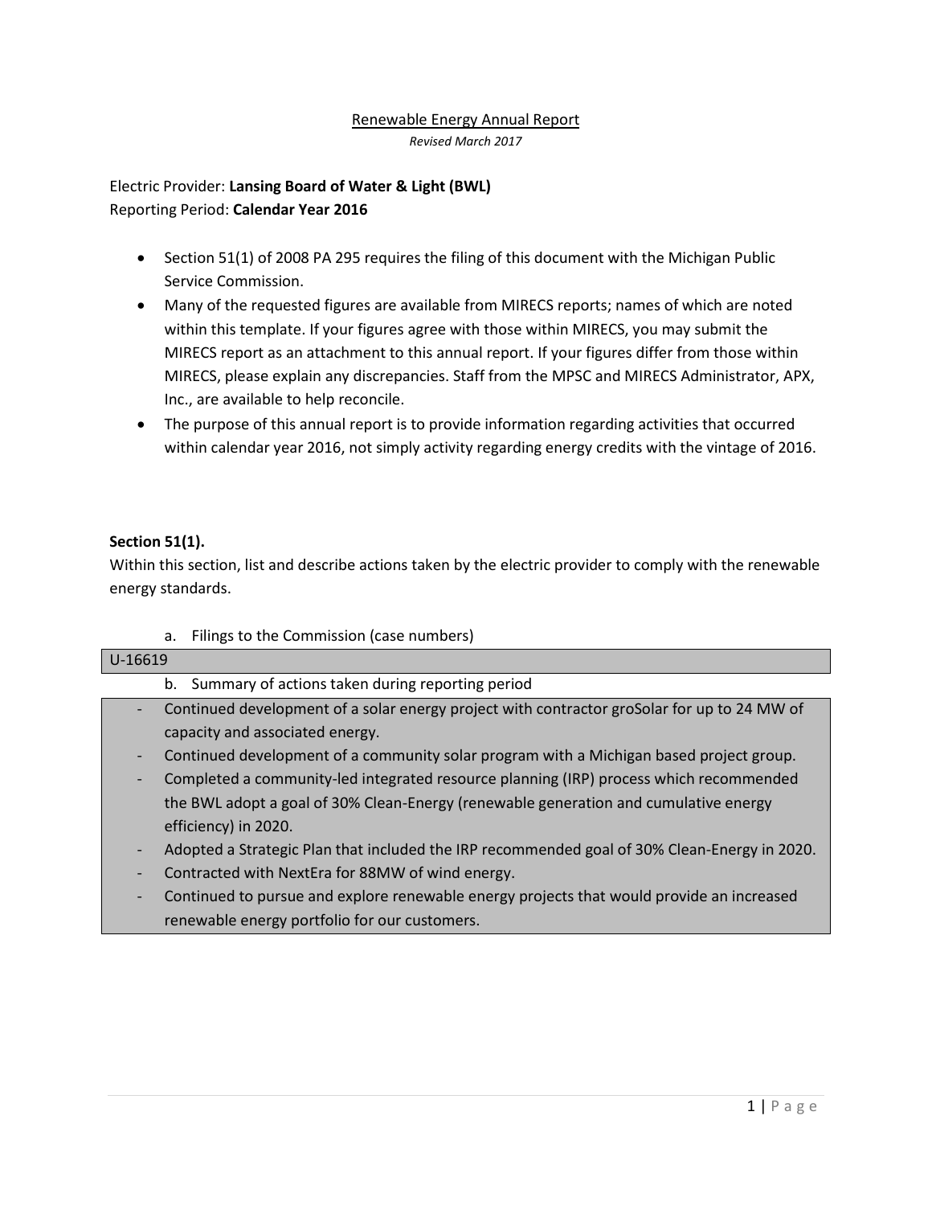Renewable Energy Annual Report

*Revised March 2017*

Electric Provider: **Lansing Board of Water & Light (BWL)**
Reporting Period: **Calendar Year 2016**

- Section 51(1) of 2008 PA 295 requires the filing of this document with the Michigan Public Service Commission.
- Many of the requested figures are available from MIRECS reports; names of which are noted within this template. If your figures agree with those within MIRECS, you may submit the MIRECS report as an attachment to this annual report. If your figures differ from those within MIRECS, please explain any discrepancies. Staff from the MPSC and MIRECS Administrator, APX, Inc., are available to help reconcile.
- The purpose of this annual report is to provide information regarding activities that occurred within calendar year 2016, not simply activity regarding energy credits with the vintage of 2016.

**Section 51(1).**

Within this section, list and describe actions taken by the electric provider to comply with the renewable energy standards.

a. Filings to the Commission (case numbers)

U-16619

b. Summary of actions taken during reporting period

- Continued development of a solar energy project with contractor groSolar for up to 24 MW of capacity and associated energy.
- Continued development of a community solar program with a Michigan based project group.
- Completed a community-led integrated resource planning (IRP) process which recommended the BWL adopt a goal of 30% Clean-Energy (renewable generation and cumulative energy efficiency) in 2020.
- Adopted a Strategic Plan that included the IRP recommended goal of 30% Clean-Energy in 2020.
- Contracted with NextEra for 88MW of wind energy.
- Continued to pursue and explore renewable energy projects that would provide an increased renewable energy portfolio for our customers.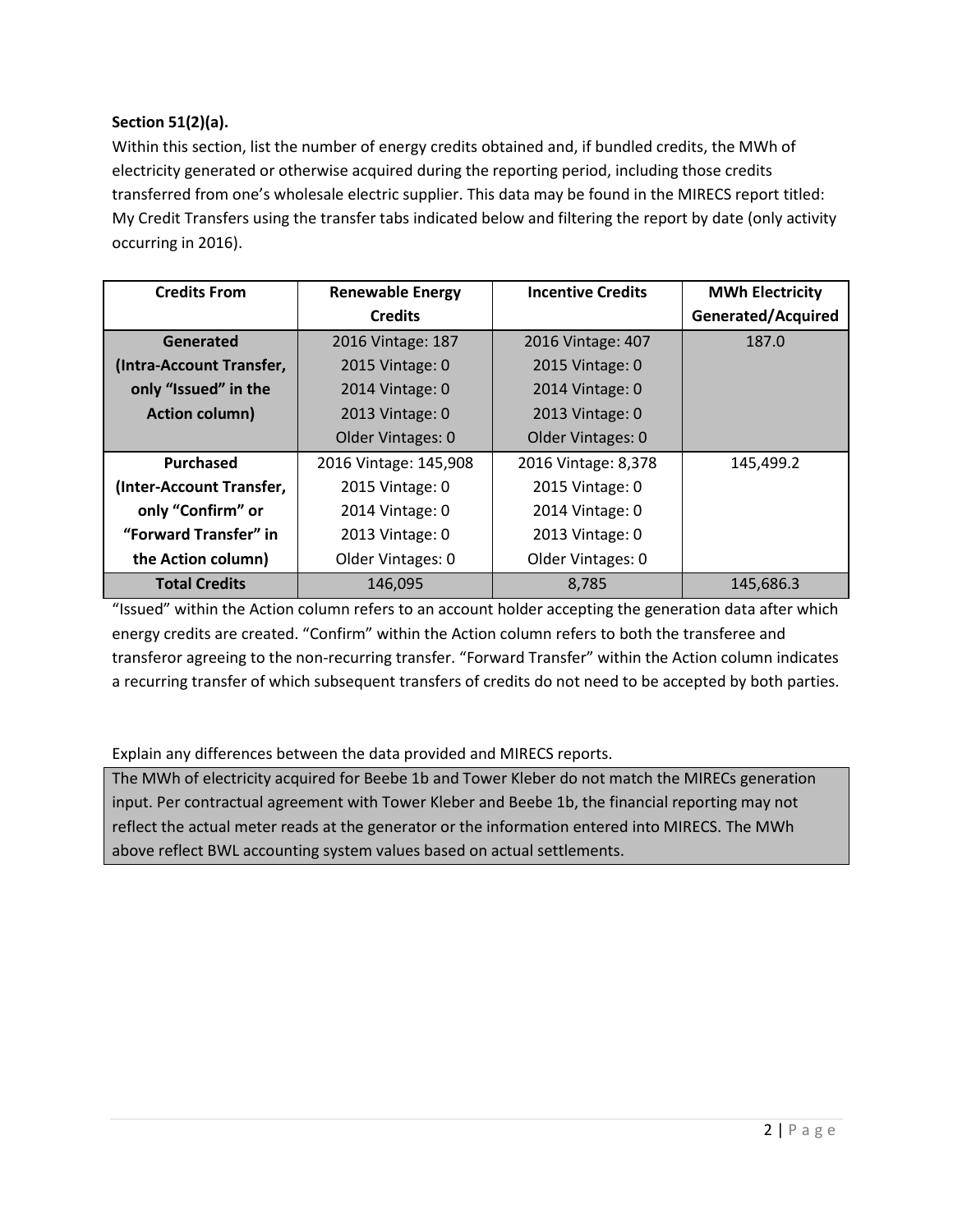**Section 51(2)(a).**

Within this section, list the number of energy credits obtained and, if bundled credits, the MWh of electricity generated or otherwise acquired during the reporting period, including those credits transferred from one's wholesale electric supplier. This data may be found in the MIRECS report titled: My Credit Transfers using the transfer tabs indicated below and filtering the report by date (only activity occurring in 2016).

| Credits From | Renewable Energy Credits | Incentive Credits | MWh Electricity Generated/Acquired |
|---|---|---|---|
| **Generated (Intra-Account Transfer, only "Issued" in the Action column)** | 2016 Vintage: 187<br>2015 Vintage: 0<br>2014 Vintage: 0<br>2013 Vintage: 0<br>Older Vintages: 0 | 2016 Vintage: 407<br>2015 Vintage: 0<br>2014 Vintage: 0<br>2013 Vintage: 0<br>Older Vintages: 0 | 187.0 |
| **Purchased (Inter-Account Transfer, only "Confirm" or "Forward Transfer" in the Action column)** | 2016 Vintage: 145,908<br>2015 Vintage: 0<br>2014 Vintage: 0<br>2013 Vintage: 0<br>Older Vintages: 0 | 2016 Vintage: 8,378<br>2015 Vintage: 0<br>2014 Vintage: 0<br>2013 Vintage: 0<br>Older Vintages: 0 | 145,499.2 |
| **Total Credits** | 146,095 | 8,785 | 145,686.3 |

"Issued" within the Action column refers to an account holder accepting the generation data after which energy credits are created. "Confirm" within the Action column refers to both the transferee and transferor agreeing to the non-recurring transfer. "Forward Transfer" within the Action column indicates a recurring transfer of which subsequent transfers of credits do not need to be accepted by both parties.

Explain any differences between the data provided and MIRECS reports.

The MWh of electricity acquired for Beebe 1b and Tower Kleber do not match the MIRECs generation input. Per contractual agreement with Tower Kleber and Beebe 1b, the financial reporting may not reflect the actual meter reads at the generator or the information entered into MIRECS. The MWh above reflect BWL accounting system values based on actual settlements.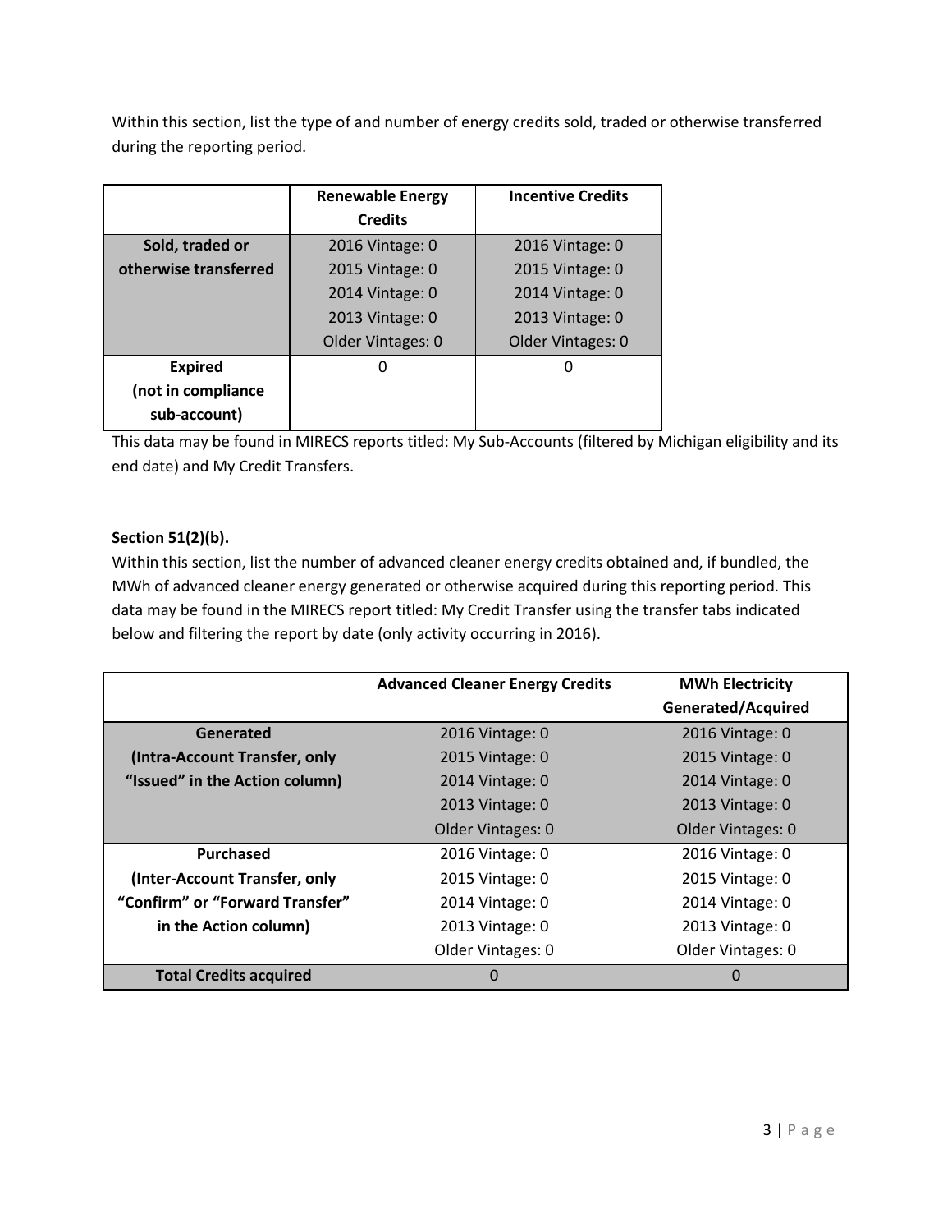Within this section, list the type of and number of energy credits sold, traded or otherwise transferred during the reporting period.

| | Renewable Energy Credits | Incentive Credits |
|---|---|---|
| **Sold, traded or otherwise transferred** | 2016 Vintage: 0<br>2015 Vintage: 0<br>2014 Vintage: 0<br>2013 Vintage: 0<br>Older Vintages: 0 | 2016 Vintage: 0<br>2015 Vintage: 0<br>2014 Vintage: 0<br>2013 Vintage: 0<br>Older Vintages: 0 |
| **Expired (not in compliance sub-account)** | 0 | 0 |

This data may be found in MIRECS reports titled: My Sub-Accounts (filtered by Michigan eligibility and its end date) and My Credit Transfers.

**Section 51(2)(b).**

Within this section, list the number of advanced cleaner energy credits obtained and, if bundled, the MWh of advanced cleaner energy generated or otherwise acquired during this reporting period. This data may be found in the MIRECS report titled: My Credit Transfer using the transfer tabs indicated below and filtering the report by date (only activity occurring in 2016).

| | Advanced Cleaner Energy Credits | MWh Electricity Generated/Acquired |
|---|---|---|
| **Generated (Intra-Account Transfer, only "Issued" in the Action column)** | 2016 Vintage: 0<br>2015 Vintage: 0<br>2014 Vintage: 0<br>2013 Vintage: 0<br>Older Vintages: 0 | 2016 Vintage: 0<br>2015 Vintage: 0<br>2014 Vintage: 0<br>2013 Vintage: 0<br>Older Vintages: 0 |
| **Purchased (Inter-Account Transfer, only "Confirm" or "Forward Transfer" in the Action column)** | 2016 Vintage: 0<br>2015 Vintage: 0<br>2014 Vintage: 0<br>2013 Vintage: 0<br>Older Vintages: 0 | 2016 Vintage: 0<br>2015 Vintage: 0<br>2014 Vintage: 0<br>2013 Vintage: 0<br>Older Vintages: 0 |
| **Total Credits acquired** | 0 | 0 |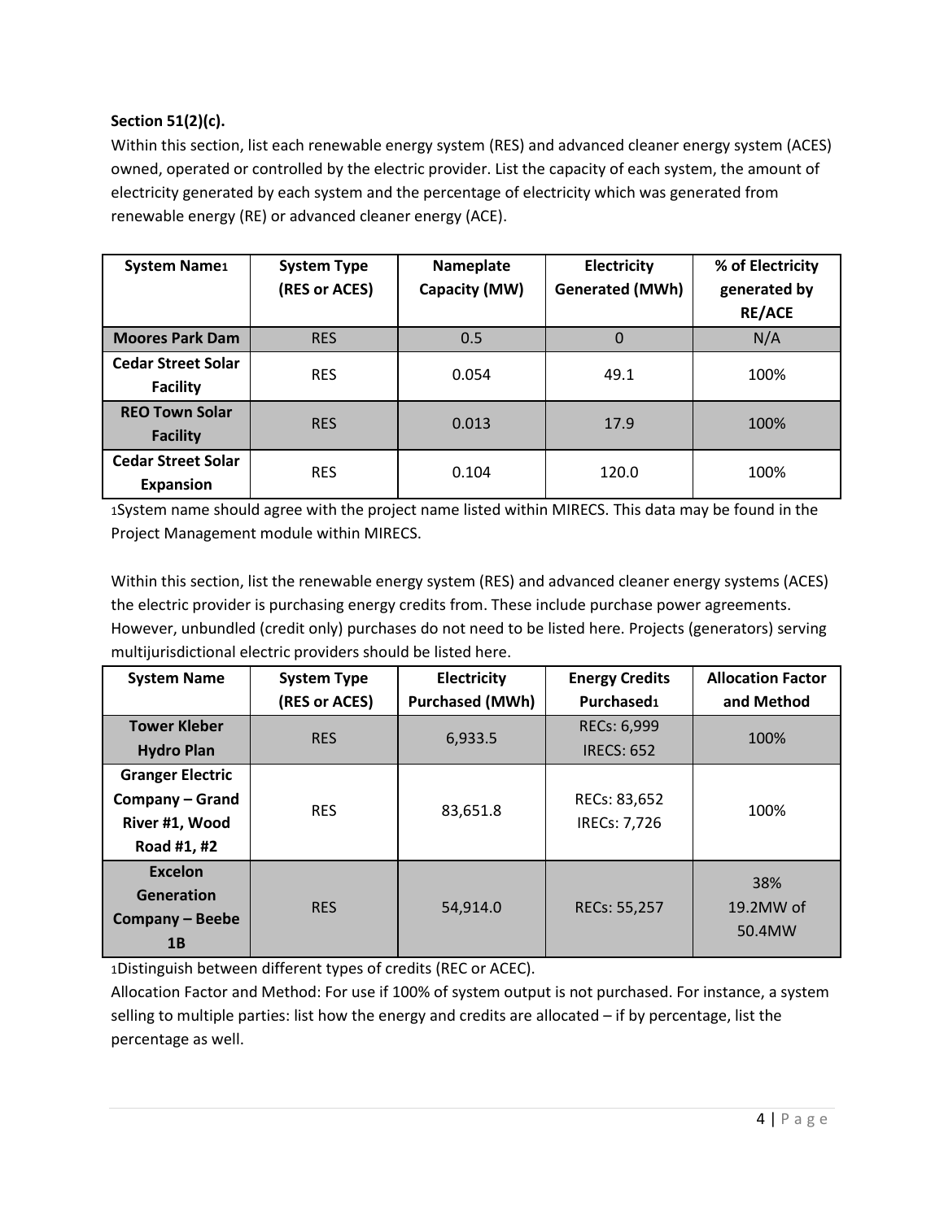**Section 51(2)(c).**

Within this section, list each renewable energy system (RES) and advanced cleaner energy system (ACES) owned, operated or controlled by the electric provider. List the capacity of each system, the amount of electricity generated by each system and the percentage of electricity which was generated from renewable energy (RE) or advanced cleaner energy (ACE).

| System Name[1] | System Type (RES or ACES) | Nameplate Capacity (MW) | Electricity Generated (MWh) | % of Electricity generated by RE/ACE |
|---|---|---|---|---|
| **Moores Park Dam** | RES | 0.5 | 0 | N/A |
| **Cedar Street Solar Facility** | RES | 0.054 | 49.1 | 100% |
| **REO Town Solar Facility** | RES | 0.013 | 17.9 | 100% |
| **Cedar Street Solar Expansion** | RES | 0.104 | 120.0 | 100% |

[1]System name should agree with the project name listed within MIRECS. This data may be found in the Project Management module within MIRECS.

Within this section, list the renewable energy system (RES) and advanced cleaner energy systems (ACES) the electric provider is purchasing energy credits from. These include purchase power agreements. However, unbundled (credit only) purchases do not need to be listed here. Projects (generators) serving multijurisdictional electric providers should be listed here.

| System Name | System Type (RES or ACES) | Electricity Purchased (MWh) | Energy Credits Purchased[1] | Allocation Factor and Method |
|---|---|---|---|---|
| **Tower Kleber Hydro Plan** | RES | 6,933.5 | RECs: 6,999<br>IRECS: 652 | 100% |
| **Granger Electric Company – Grand River #1, Wood Road #1, #2** | RES | 83,651.8 | RECs: 83,652<br>IRECs: 7,726 | 100% |
| **Excelon Generation Company – Beebe 1B** | RES | 54,914.0 | RECs: 55,257 | 38%<br>19.2MW of 50.4MW |

[1]Distinguish between different types of credits (REC or ACEC).

Allocation Factor and Method: For use if 100% of system output is not purchased. For instance, a system selling to multiple parties: list how the energy and credits are allocated – if by percentage, list the percentage as well.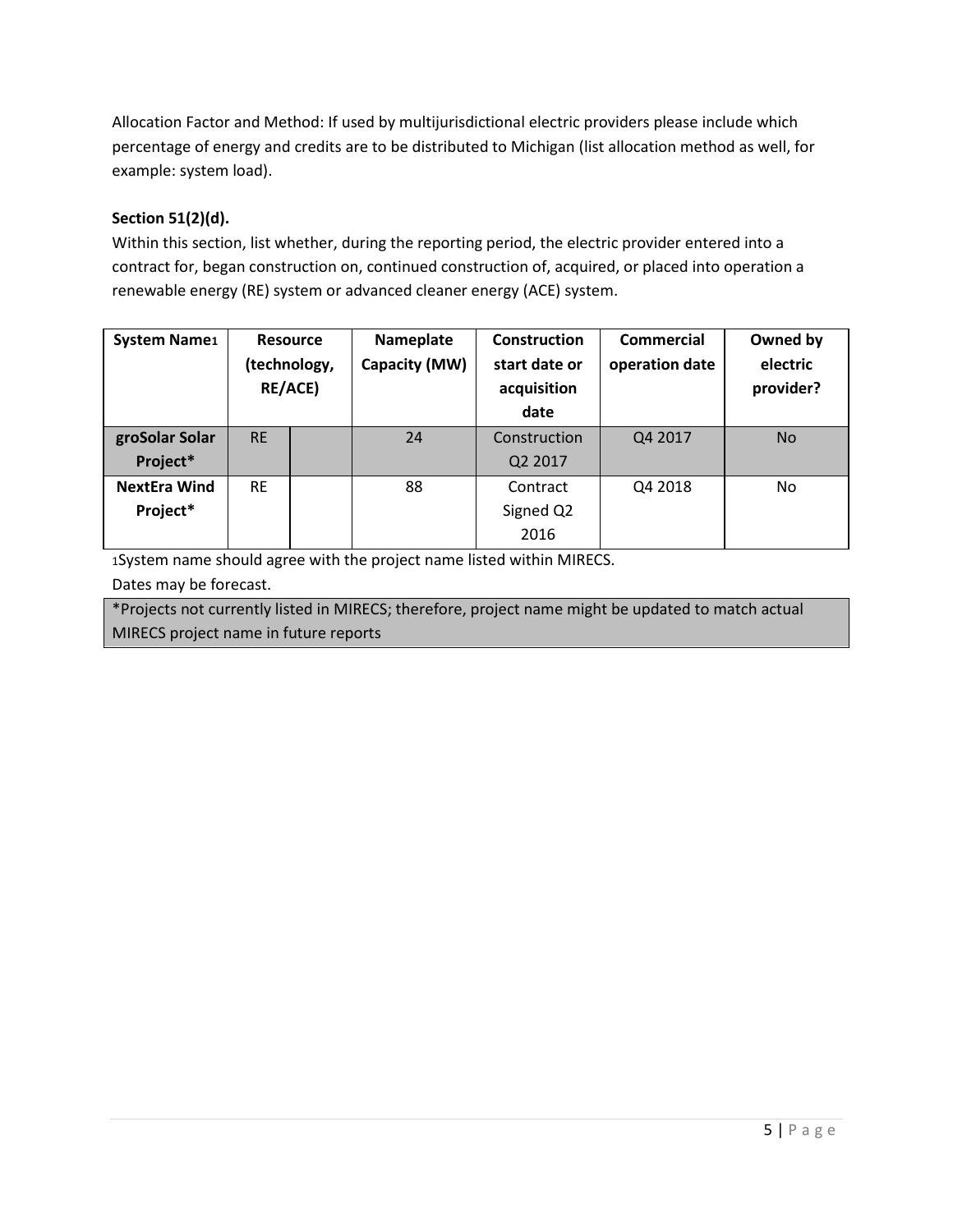Allocation Factor and Method: If used by multijurisdictional electric providers please include which percentage of energy and credits are to be distributed to Michigan (list allocation method as well, for example: system load).

**Section 51(2)(d).**

Within this section, list whether, during the reporting period, the electric provider entered into a contract for, began construction on, continued construction of, acquired, or placed into operation a renewable energy (RE) system or advanced cleaner energy (ACE) system.

| System Name[1] | Resource (technology, RE/ACE) | | Nameplate Capacity (MW) | Construction start date or acquisition date | Commercial operation date | Owned by electric provider? |
|---|---|---|---|---|---|---|
| **groSolar Solar Project*** | RE | | 24 | Construction Q2 2017 | Q4 2017 | No |
| **NextEra Wind Project*** | RE | | 88 | Contract Signed Q2 2016 | Q4 2018 | No |

[1]System name should agree with the project name listed within MIRECS.

Dates may be forecast.

*Projects not currently listed in MIRECS; therefore, project name might be updated to match actual MIRECS project name in future reports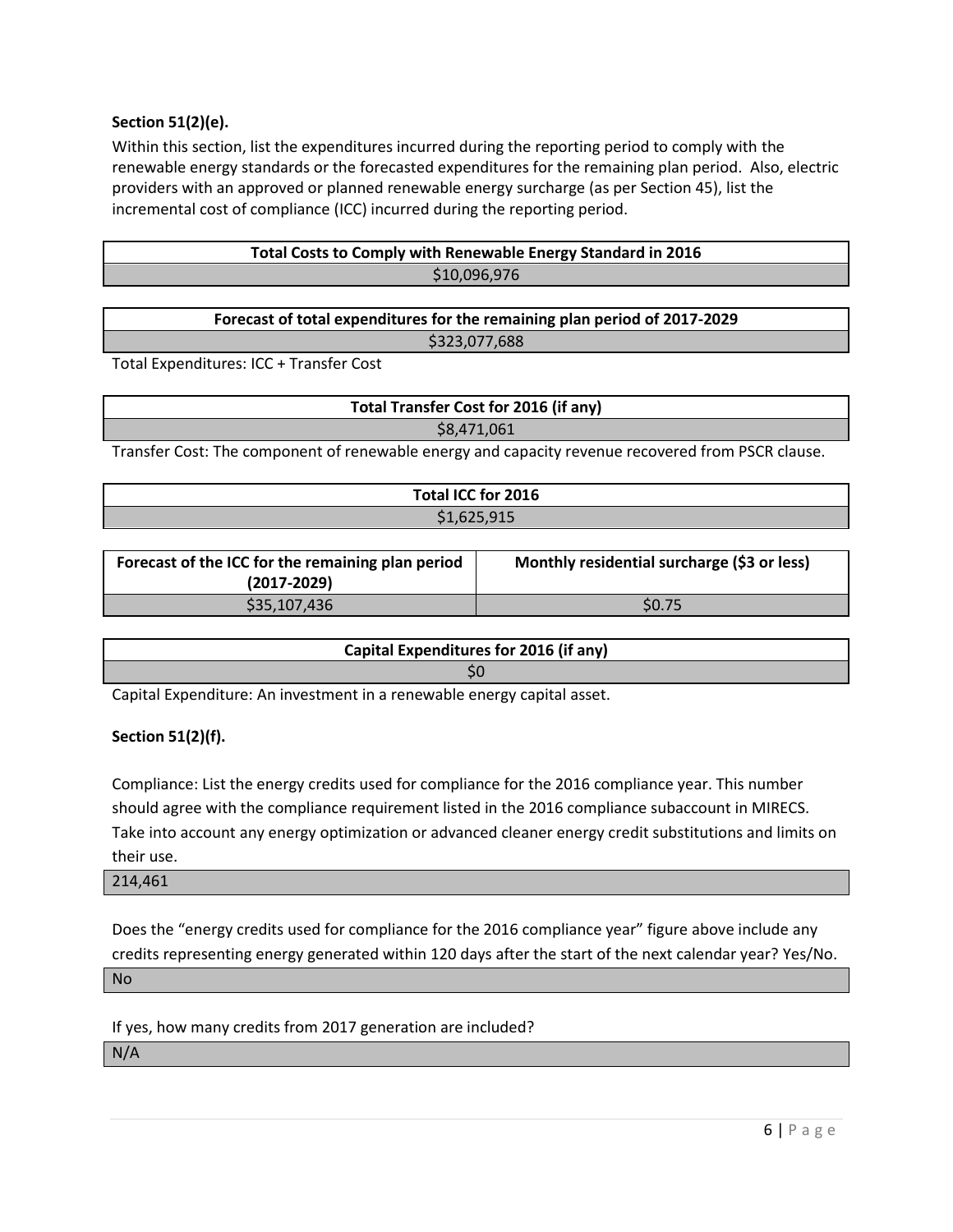**Section 51(2)(e).**

Within this section, list the expenditures incurred during the reporting period to comply with the renewable energy standards or the forecasted expenditures for the remaining plan period. Also, electric providers with an approved or planned renewable energy surcharge (as per Section 45), list the incremental cost of compliance (ICC) incurred during the reporting period.

| Total Costs to Comply with Renewable Energy Standard in 2016 |
| --- |
| $10,096,976 |

| Forecast of total expenditures for the remaining plan period of 2017-2029 |
| --- |
| $323,077,688 |

Total Expenditures: ICC + Transfer Cost

| Total Transfer Cost for 2016 (if any) |
| --- |
| $8,471,061 |

Transfer Cost: The component of renewable energy and capacity revenue recovered from PSCR clause.

| Total ICC for 2016 |
| --- |
| $1,625,915 |

| Forecast of the ICC for the remaining plan period (2017-2029) | Monthly residential surcharge ($3 or less) |
| --- | --- |
| $35,107,436 | $0.75 |

| Capital Expenditures for 2016 (if any) |
| --- |
| $0 |

Capital Expenditure: An investment in a renewable energy capital asset.

**Section 51(2)(f).**

Compliance: List the energy credits used for compliance for the 2016 compliance year. This number should agree with the compliance requirement listed in the 2016 compliance subaccount in MIRECS. Take into account any energy optimization or advanced cleaner energy credit substitutions and limits on their use.

214,461

Does the "energy credits used for compliance for the 2016 compliance year" figure above include any credits representing energy generated within 120 days after the start of the next calendar year? Yes/No.

No

If yes, how many credits from 2017 generation are included?

N/A